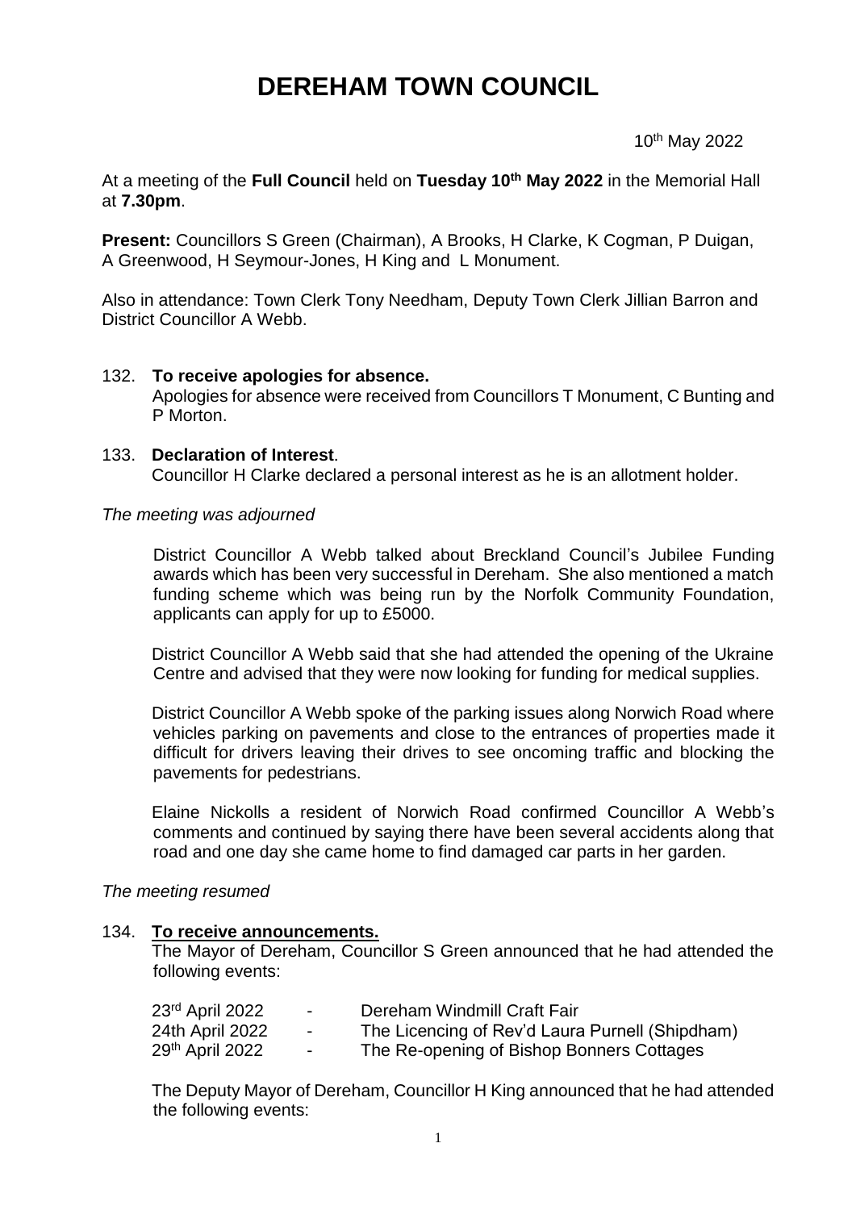# DEREHAM TOWN COUNCIL

10th May 2022

At a meeting of the **Full Council** held on **Tuesday 10th May 2022** in the Memorial Hall at **7.30pm**.

**Present:** Councillors S Green (Chairman), A Brooks, H Clarke, K Cogman, P Duigan, A Greenwood, H Seymour-Jones, H King and L Monument.

Also in attendance: Town Clerk Tony Needham, Deputy Town Clerk Jillian Barron and District Councillor A Webb.

132. **To receive apologies for absence.**
Apologies for absence were received from Councillors T Monument, C Bunting and P Morton.

133. **Declaration of Interest**.
Councillor H Clarke declared a personal interest as he is an allotment holder.

*The meeting was adjourned*

District Councillor A Webb talked about Breckland Council's Jubilee Funding awards which has been very successful in Dereham. She also mentioned a match funding scheme which was being run by the Norfolk Community Foundation, applicants can apply for up to £5000.

District Councillor A Webb said that she had attended the opening of the Ukraine Centre and advised that they were now looking for funding for medical supplies.

District Councillor A Webb spoke of the parking issues along Norwich Road where vehicles parking on pavements and close to the entrances of properties made it difficult for drivers leaving their drives to see oncoming traffic and blocking the pavements for pedestrians.

Elaine Nickolls a resident of Norwich Road confirmed Councillor A Webb's comments and continued by saying there have been several accidents along that road and one day she came home to find damaged car parts in her garden.

*The meeting resumed*

134. **To receive announcements.**
The Mayor of Dereham, Councillor S Green announced that he had attended the following events:

| | | |
|---|---|---|
| 23rd April 2022 | - | Dereham Windmill Craft Fair |
| 24th April 2022 | - | The Licencing of Rev'd Laura Purnell (Shipdham) |
| 29th April 2022 | - | The Re-opening of Bishop Bonners Cottages |

The Deputy Mayor of Dereham, Councillor H King announced that he had attended the following events: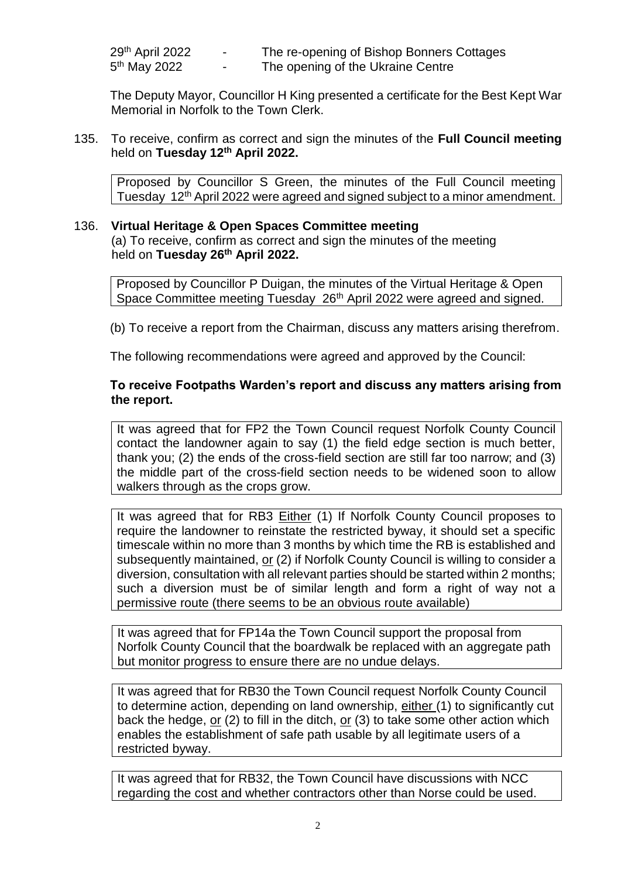29th April 2022 - The re-opening of Bishop Bonners Cottages
5th May 2022 - The opening of the Ukraine Centre

The Deputy Mayor, Councillor H King presented a certificate for the Best Kept War Memorial in Norfolk to the Town Clerk.

135. To receive, confirm as correct and sign the minutes of the **Full Council meeting** held on **Tuesday 12th April 2022.**

Proposed by Councillor S Green, the minutes of the Full Council meeting Tuesday 12th April 2022 were agreed and signed subject to a minor amendment.

136. **Virtual Heritage & Open Spaces Committee meeting**
(a) To receive, confirm as correct and sign the minutes of the meeting held on **Tuesday 26th April 2022.**

Proposed by Councillor P Duigan, the minutes of the Virtual Heritage & Open Space Committee meeting Tuesday 26th April 2022 were agreed and signed.

(b) To receive a report from the Chairman, discuss any matters arising therefrom.

The following recommendations were agreed and approved by the Council:

**To receive Footpaths Warden's report and discuss any matters arising from the report.**

It was agreed that for FP2 the Town Council request Norfolk County Council contact the landowner again to say (1) the field edge section is much better, thank you; (2) the ends of the cross-field section are still far too narrow; and (3) the middle part of the cross-field section needs to be widened soon to allow walkers through as the crops grow.

It was agreed that for RB3 Either (1) If Norfolk County Council proposes to require the landowner to reinstate the restricted byway, it should set a specific timescale within no more than 3 months by which time the RB is established and subsequently maintained, or (2) if Norfolk County Council is willing to consider a diversion, consultation with all relevant parties should be started within 2 months; such a diversion must be of similar length and form a right of way not a permissive route (there seems to be an obvious route available)

It was agreed that for FP14a the Town Council support the proposal from Norfolk County Council that the boardwalk be replaced with an aggregate path but monitor progress to ensure there are no undue delays.

It was agreed that for RB30 the Town Council request Norfolk County Council to determine action, depending on land ownership, either (1) to significantly cut back the hedge, or (2) to fill in the ditch, or (3) to take some other action which enables the establishment of safe path usable by all legitimate users of a restricted byway.

It was agreed that for RB32, the Town Council have discussions with NCC regarding the cost and whether contractors other than Norse could be used.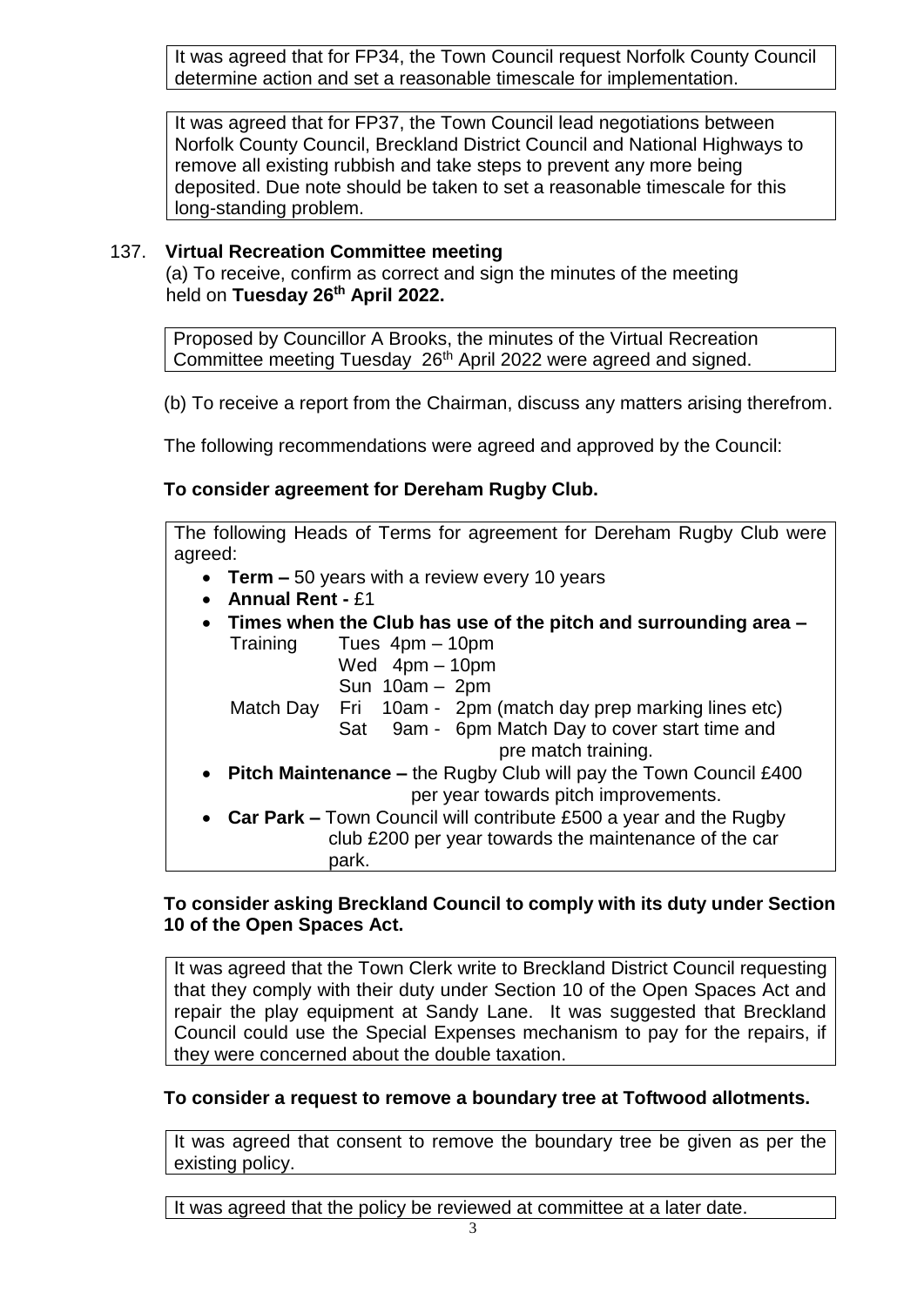It was agreed that for FP34, the Town Council request Norfolk County Council determine action and set a reasonable timescale for implementation.

It was agreed that for FP37, the Town Council lead negotiations between Norfolk County Council, Breckland District Council and National Highways to remove all existing rubbish and take steps to prevent any more being deposited. Due note should be taken to set a reasonable timescale for this long-standing problem.

137. **Virtual Recreation Committee meeting**

(a) To receive, confirm as correct and sign the minutes of the meeting held on **Tuesday 26th April 2022.**

Proposed by Councillor A Brooks, the minutes of the Virtual Recreation Committee meeting Tuesday 26th April 2022 were agreed and signed.

(b) To receive a report from the Chairman, discuss any matters arising therefrom.

The following recommendations were agreed and approved by the Council:

**To consider agreement for Dereham Rugby Club.**

The following Heads of Terms for agreement for Dereham Rugby Club were agreed:

- **Term –** 50 years with a review every 10 years
- **Annual Rent -** £1
- **Times when the Club has use of the pitch and surrounding area –**
  - Training
    - Tues 4pm – 10pm
    - Wed 4pm – 10pm
    - Sun 10am – 2pm
  - Match Day
    - Fri 10am - 2pm (match day prep marking lines etc)
    - Sat 9am - 6pm Match Day to cover start time and pre match training.
- **Pitch Maintenance –** the Rugby Club will pay the Town Council £400 per year towards pitch improvements.
- **Car Park –** Town Council will contribute £500 a year and the Rugby club £200 per year towards the maintenance of the car park.

**To consider asking Breckland Council to comply with its duty under Section 10 of the Open Spaces Act.**

It was agreed that the Town Clerk write to Breckland District Council requesting that they comply with their duty under Section 10 of the Open Spaces Act and repair the play equipment at Sandy Lane. It was suggested that Breckland Council could use the Special Expenses mechanism to pay for the repairs, if they were concerned about the double taxation.

**To consider a request to remove a boundary tree at Toftwood allotments.**

It was agreed that consent to remove the boundary tree be given as per the existing policy.

It was agreed that the policy be reviewed at committee at a later date.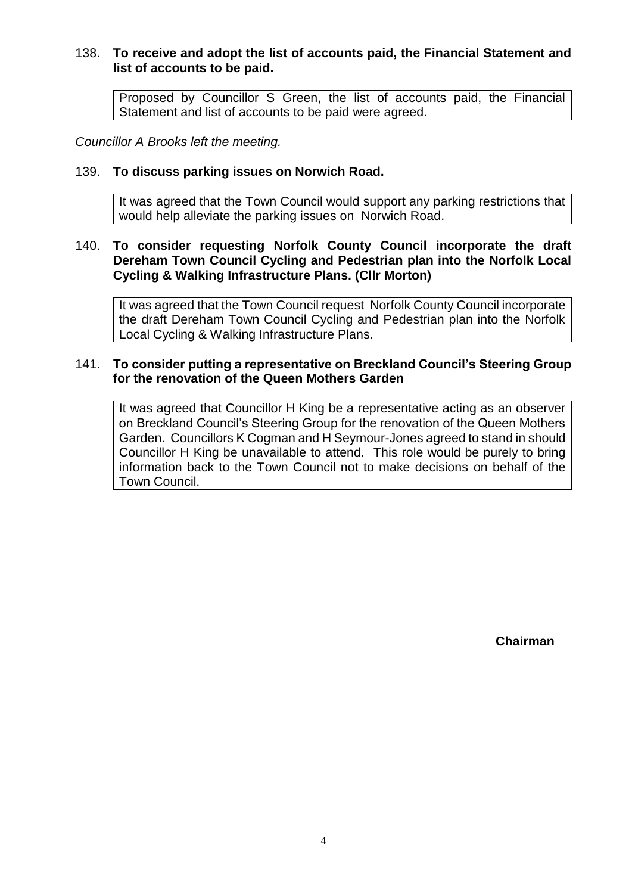138. **To receive and adopt the list of accounts paid, the Financial Statement and list of accounts to be paid.**

Proposed by Councillor S Green, the list of accounts paid, the Financial Statement and list of accounts to be paid were agreed.

*Councillor A Brooks left the meeting.*

139. **To discuss parking issues on Norwich Road.**

It was agreed that the Town Council would support any parking restrictions that would help alleviate the parking issues on Norwich Road.

140. **To consider requesting Norfolk County Council incorporate the draft Dereham Town Council Cycling and Pedestrian plan into the Norfolk Local Cycling & Walking Infrastructure Plans. (Cllr Morton)**

It was agreed that the Town Council request Norfolk County Council incorporate the draft Dereham Town Council Cycling and Pedestrian plan into the Norfolk Local Cycling & Walking Infrastructure Plans.

141. **To consider putting a representative on Breckland Council's Steering Group for the renovation of the Queen Mothers Garden**

It was agreed that Councillor H King be a representative acting as an observer on Breckland Council's Steering Group for the renovation of the Queen Mothers Garden. Councillors K Cogman and H Seymour-Jones agreed to stand in should Councillor H King be unavailable to attend. This role would be purely to bring information back to the Town Council not to make decisions on behalf of the Town Council.

**Chairman**